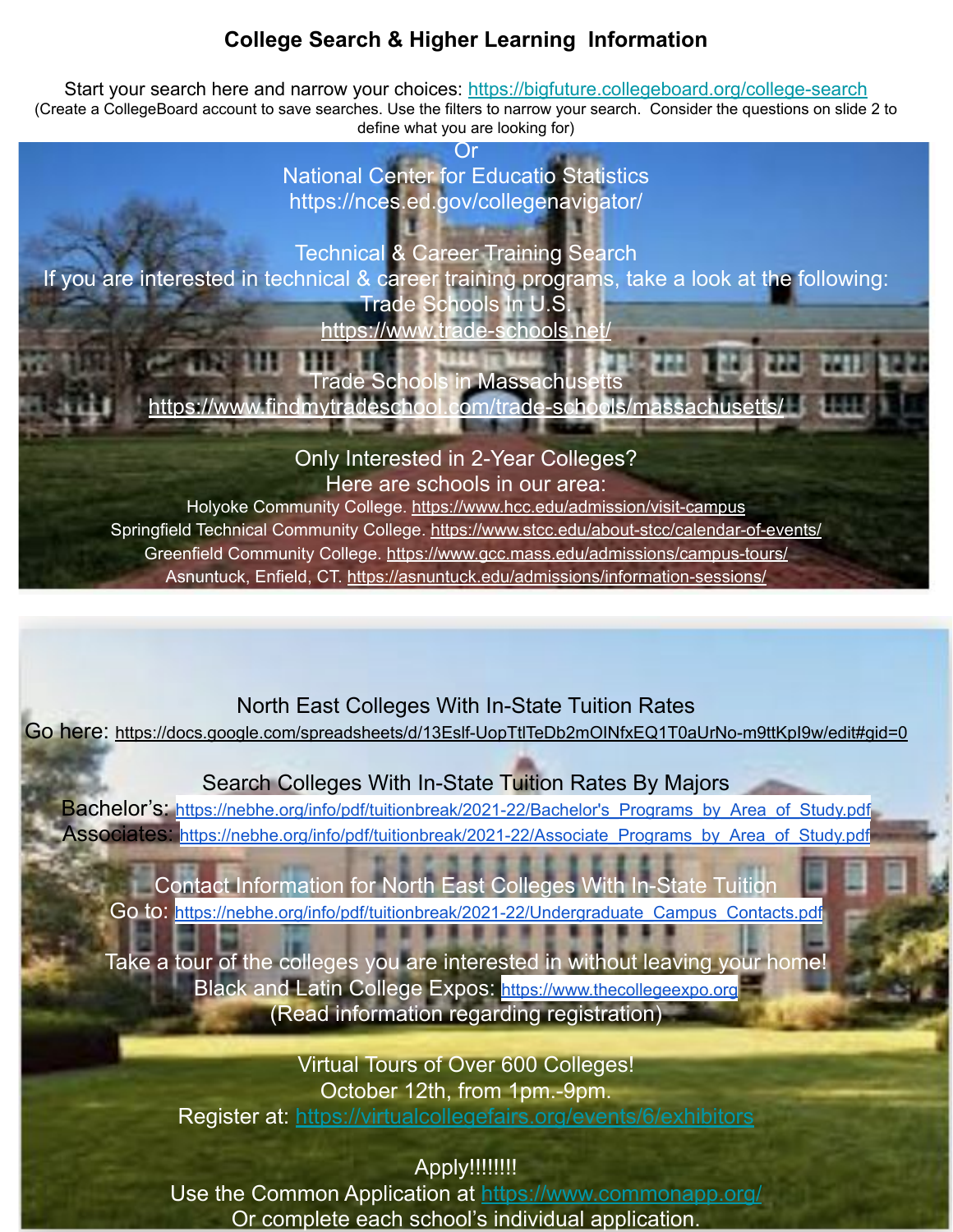# College Search & Higher Learning Information

Start your search here and narrow your choices: https://bigfuture.collegeboard.org/college-search
(Create a CollegeBoard account to save searches. Use the filters to narrow your search. Consider the questions on slide 2 to define what you are looking for)

Or

National Center for Educatio Statistics
https://nces.ed.gov/collegenavigator/

Technical & Career Training Search

If you are interested in technical & career training programs, take a look at the following:

Trade Schools in U.S.
https://www.trade-schools.net/

Trade Schools in Massachusetts
https://www.findmytradeschool.com/trade-schools/massachusetts/

Only Interested in 2-Year Colleges?
Here are schools in our area:

Holyoke Community College. https://www.hcc.edu/admission/visit-campus
Springfield Technical Community College. https://www.stcc.edu/about-stcc/calendar-of-events/
Greenfield Community College. https://www.gcc.mass.edu/admissions/campus-tours/
Asnuntuck, Enfield, CT. https://asnuntuck.edu/admissions/information-sessions/

North East Colleges With In-State Tuition Rates
Go here: https://docs.google.com/spreadsheets/d/13Eslf-UopTtlTeDb2mOINfxEQ1T0aUrNo-m9ttKpI9w/edit#gid=0

Search Colleges With In-State Tuition Rates By Majors
Bachelor's: https://nebhe.org/info/pdf/tuitionbreak/2021-22/Bachelor's_Programs_by_Area_of_Study.pdf
Associates: https://nebhe.org/info/pdf/tuitionbreak/2021-22/Associate_Programs_by_Area_of_Study.pdf

Contact Information for North East Colleges With In-State Tuition
Go to: https://nebhe.org/info/pdf/tuitionbreak/2021-22/Undergraduate_Campus_Contacts.pdf

Take a tour of the colleges you are interested in without leaving your home!
Black and Latin College Expos: https://www.thecollegeexpo.org
(Read information regarding registration)

Virtual Tours of Over 600 Colleges!
October 12th, from 1pm.-9pm.
Register at: https://virtualcollegefairs.org/events/6/exhibitors

Apply!!!!!!!!
Use the Common Application at https://www.commonapp.org/
Or complete each school's individual application.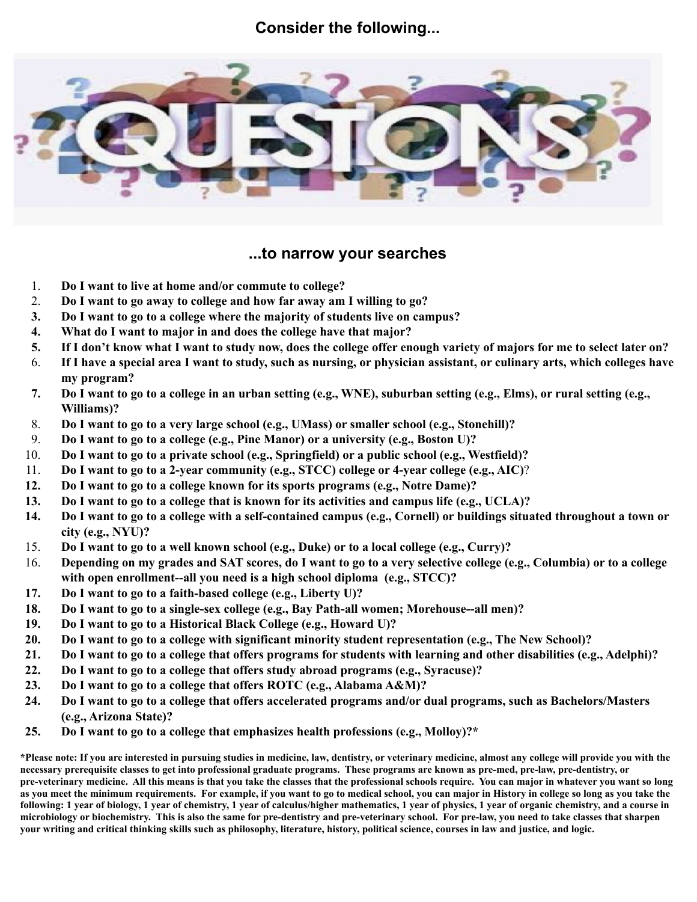## Consider the following...

## ...to narrow your searches

1. **Do I want to live at home and/or commute to college?**
2. **Do I want to go away to college and how far away am I willing to go?**
3. **Do I want to go to a college where the majority of students live on campus?**
4. **What do I want to major in and does the college have that major?**
5. **If I don't know what I want to study now, does the college offer enough variety of majors for me to select later on?**
6. **If I have a special area I want to study, such as nursing, or physician assistant, or culinary arts, which colleges have my program?**
7. **Do I want to go to a college in an urban setting (e.g., WNE), suburban setting (e.g., Elms), or rural setting (e.g., Williams)?**
8. **Do I want to go to a very large school (e.g., UMass) or smaller school (e.g., Stonehill)?**
9. **Do I want to go to a college (e.g., Pine Manor) or a university (e.g., Boston U)?**
10. **Do I want to go to a private school (e.g., Springfield) or a public school (e.g., Westfield)?**
11. **Do I want to go to a 2-year community (e.g., STCC) college or 4-year college (e.g., AIC)**?
12. **Do I want to go to a college known for its sports programs (e.g., Notre Dame)?**
13. **Do I want to go to a college that is known for its activities and campus life (e.g., UCLA)?**
14. **Do I want to go to a college with a self-contained campus (e.g., Cornell) or buildings situated throughout a town or city (e.g., NYU)?**
15. **Do I want to go to a well known school (e.g., Duke) or to a local college (e.g., Curry)?**
16. **Depending on my grades and SAT scores, do I want to go to a very selective college (e.g., Columbia) or to a college with open enrollment--all you need is a high school diploma (e.g., STCC)?**
17. **Do I want to go to a faith-based college (e.g., Liberty U)?**
18. **Do I want to go to a single-sex college (e.g., Bay Path-all women; Morehouse--all men)?**
19. **Do I want to go to a Historical Black College (e.g., Howard U)?**
20. **Do I want to go to a college with significant minority student representation (e.g., The New School)?**
21. **Do I want to go to a college that offers programs for students with learning and other disabilities (e.g., Adelphi)?**
22. **Do I want to go to a college that offers study abroad programs (e.g., Syracuse)?**
23. **Do I want to go to a college that offers ROTC (e.g., Alabama A&M)?**
24. **Do I want to go to a college that offers accelerated programs and/or dual programs, such as Bachelors/Masters (e.g., Arizona State)?**
25. **Do I want to go to a college that emphasizes health professions (e.g., Molloy)?***

**\*Please note: If you are interested in pursuing studies in medicine, law, dentistry, or veterinary medicine, almost any college will provide you with the necessary prerequisite classes to get into professional graduate programs. These programs are known as pre-med, pre-law, pre-dentistry, or pre-veterinary medicine. All this means is that you take the classes that the professional schools require. You can major in whatever you want so long as you meet the minimum requirements. For example, if you want to go to medical school, you can major in History in college so long as you take the following: 1 year of biology, 1 year of chemistry, 1 year of calculus/higher mathematics, 1 year of physics, 1 year of organic chemistry, and a course in microbiology or biochemistry. This is also the same for pre-dentistry and pre-veterinary school. For pre-law, you need to take classes that sharpen your writing and critical thinking skills such as philosophy, literature, history, political science, courses in law and justice, and logic.**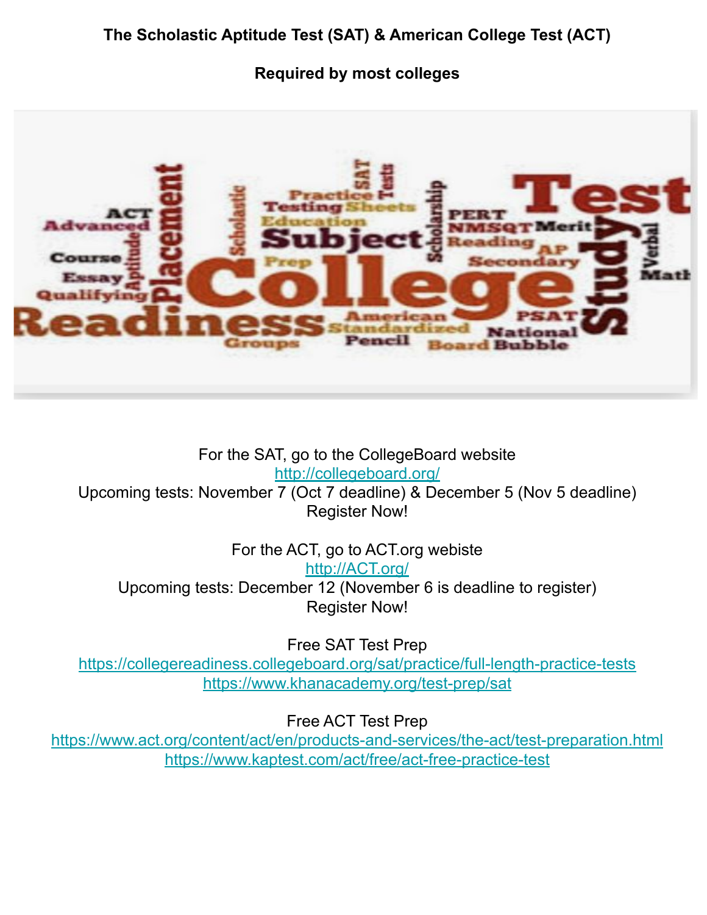**The Scholastic Aptitude Test (SAT) & American College Test (ACT)**

**Required by most colleges**

For the SAT, go to the CollegeBoard website
[http://collegeboard.org/](http://collegeboard.org/)
Upcoming tests: November 7 (Oct 7 deadline) & December 5 (Nov 5 deadline)
Register Now!

For the ACT, go to ACT.org webiste
[http://ACT.org/](http://ACT.org/)
Upcoming tests: December 12 (November 6 is deadline to register)
Register Now!

Free SAT Test Prep
[https://collegereadiness.collegeboard.org/sat/practice/full-length-practice-tests](https://collegereadiness.collegeboard.org/sat/practice/full-length-practice-tests)
[https://www.khanacademy.org/test-prep/sat](https://www.khanacademy.org/test-prep/sat)

Free ACT Test Prep
[https://www.act.org/content/act/en/products-and-services/the-act/test-preparation.html](https://www.act.org/content/act/en/products-and-services/the-act/test-preparation.html)
[https://www.kaptest.com/act/free/act-free-practice-test](https://www.kaptest.com/act/free/act-free-practice-test)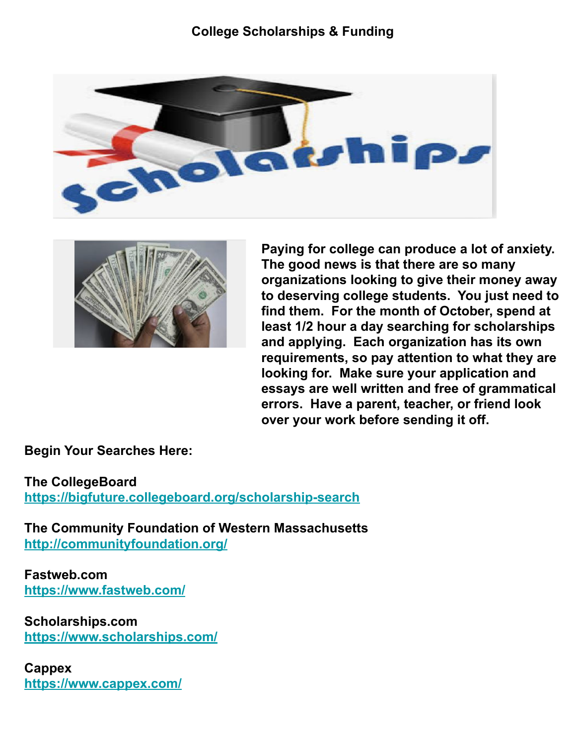# College Scholarships & Funding

**Paying for college can produce a lot of anxiety. The good news is that there are so many organizations looking to give their money away to deserving college students. You just need to find them. For the month of October, spend at least 1/2 hour a day searching for scholarships and applying. Each organization has its own requirements, so pay attention to what they are looking for. Make sure your application and essays are well written and free of grammatical errors. Have a parent, teacher, or friend look over your work before sending it off.**

**Begin Your Searches Here:**

**The CollegeBoard**
https://bigfuture.collegeboard.org/scholarship-search

**The Community Foundation of Western Massachusetts**
http://communityfoundation.org/

**Fastweb.com**
https://www.fastweb.com/

**Scholarships.com**
https://www.scholarships.com/

**Cappex**
https://www.cappex.com/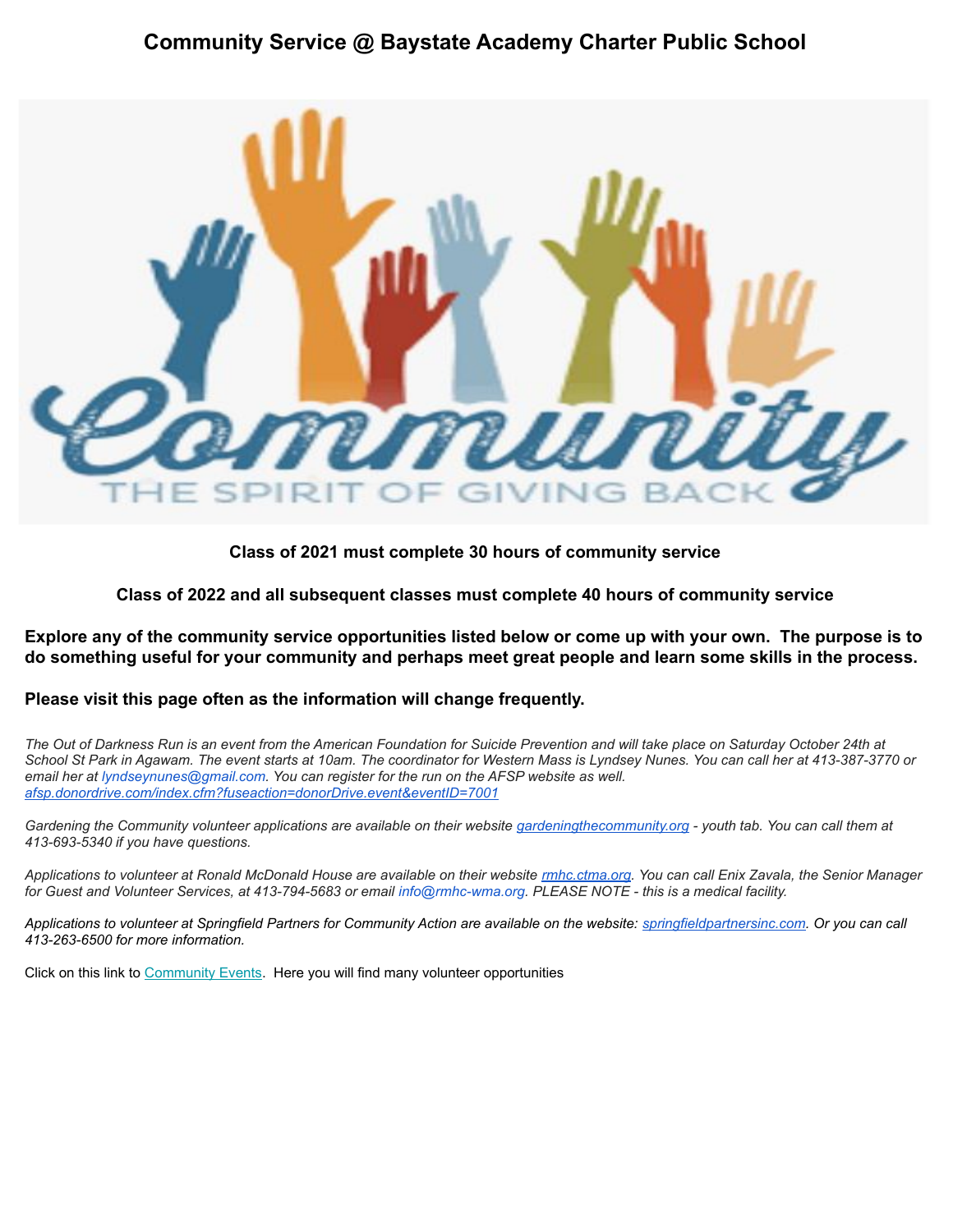# Community Service @ Baystate Academy Charter Public School

**Class of 2021 must complete 30 hours of community service**

**Class of 2022 and all subsequent classes must complete 40 hours of community service**

**Explore any of the community service opportunities listed below or come up with your own. The purpose is to do something useful for your community and perhaps meet great people and learn some skills in the process.**

**Please visit this page often as the information will change frequently.**

*The Out of Darkness Run is an event from the American Foundation for Suicide Prevention and will take place on Saturday October 24th at School St Park in Agawam. The event starts at 10am. The coordinator for Western Mass is Lyndsey Nunes. You can call her at 413-387-3770 or email her at lyndseynunes@gmail.com. You can register for the run on the AFSP website as well. afsp.donordrive.com/index.cfm?fuseaction=donorDrive.event&eventID=7001*

*Gardening the Community volunteer applications are available on their website gardeningthecommunity.org - youth tab. You can call them at 413-693-5340 if you have questions.*

*Applications to volunteer at Ronald McDonald House are available on their website rmhc.ctma.org. You can call Enix Zavala, the Senior Manager for Guest and Volunteer Services, at 413-794-5683 or email info@rmhc-wma.org. PLEASE NOTE - this is a medical facility.*

*Applications to volunteer at Springfield Partners for Community Action are available on the website: springfieldpartnersinc.com. Or you can call 413-263-6500 for more information.*

Click on this link to Community Events. Here you will find many volunteer opportunities